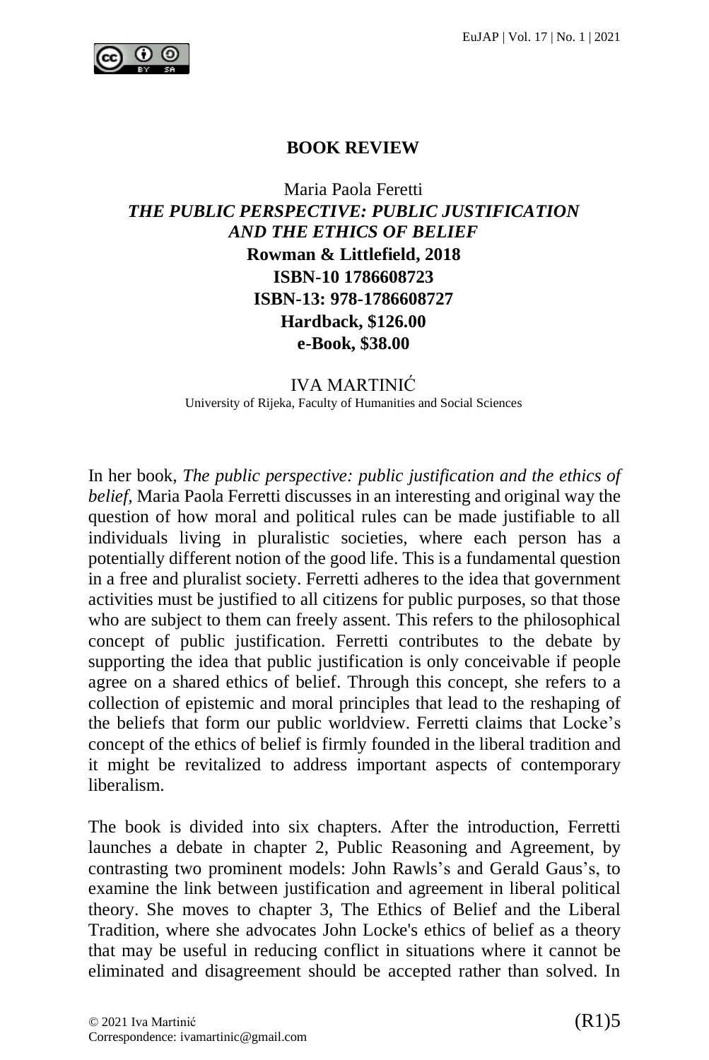**BOOK REVIEW**

Maria Paola Feretti
***THE PUBLIC PERSPECTIVE: PUBLIC JUSTIFICATION AND THE ETHICS OF BELIEF***
**Rowman & Littlefield, 2018**
**ISBN-10 1786608723**
**ISBN-13: 978-1786608727**
**Hardback, $126.00**
**e-Book, $38.00**

IVA MARTINIĆ
University of Rijeka, Faculty of Humanities and Social Sciences

In her book, *The public perspective: public justification and the ethics of belief*, Maria Paola Ferretti discusses in an interesting and original way the question of how moral and political rules can be made justifiable to all individuals living in pluralistic societies, where each person has a potentially different notion of the good life. This is a fundamental question in a free and pluralist society. Ferretti adheres to the idea that government activities must be justified to all citizens for public purposes, so that those who are subject to them can freely assent. This refers to the philosophical concept of public justification. Ferretti contributes to the debate by supporting the idea that public justification is only conceivable if people agree on a shared ethics of belief. Through this concept, she refers to a collection of epistemic and moral principles that lead to the reshaping of the beliefs that form our public worldview. Ferretti claims that Locke's concept of the ethics of belief is firmly founded in the liberal tradition and it might be revitalized to address important aspects of contemporary liberalism.

The book is divided into six chapters. After the introduction, Ferretti launches a debate in chapter 2, Public Reasoning and Agreement, by contrasting two prominent models: John Rawls's and Gerald Gaus's, to examine the link between justification and agreement in liberal political theory. She moves to chapter 3, The Ethics of Belief and the Liberal Tradition, where she advocates John Locke's ethics of belief as a theory that may be useful in reducing conflict in situations where it cannot be eliminated and disagreement should be accepted rather than solved. In

© 2021 Iva Martinić
Correspondence: ivamartinic@gmail.com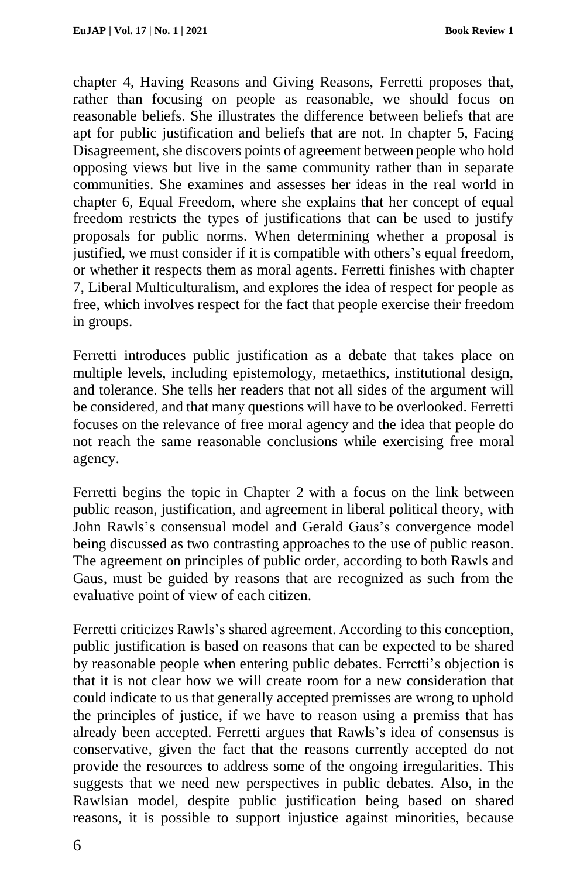chapter 4, Having Reasons and Giving Reasons, Ferretti proposes that, rather than focusing on people as reasonable, we should focus on reasonable beliefs. She illustrates the difference between beliefs that are apt for public justification and beliefs that are not. In chapter 5, Facing Disagreement, she discovers points of agreement between people who hold opposing views but live in the same community rather than in separate communities. She examines and assesses her ideas in the real world in chapter 6, Equal Freedom, where she explains that her concept of equal freedom restricts the types of justifications that can be used to justify proposals for public norms. When determining whether a proposal is justified, we must consider if it is compatible with others's equal freedom, or whether it respects them as moral agents. Ferretti finishes with chapter 7, Liberal Multiculturalism, and explores the idea of respect for people as free, which involves respect for the fact that people exercise their freedom in groups.

Ferretti introduces public justification as a debate that takes place on multiple levels, including epistemology, metaethics, institutional design, and tolerance. She tells her readers that not all sides of the argument will be considered, and that many questions will have to be overlooked. Ferretti focuses on the relevance of free moral agency and the idea that people do not reach the same reasonable conclusions while exercising free moral agency.

Ferretti begins the topic in Chapter 2 with a focus on the link between public reason, justification, and agreement in liberal political theory, with John Rawls's consensual model and Gerald Gaus's convergence model being discussed as two contrasting approaches to the use of public reason. The agreement on principles of public order, according to both Rawls and Gaus, must be guided by reasons that are recognized as such from the evaluative point of view of each citizen.

Ferretti criticizes Rawls's shared agreement. According to this conception, public justification is based on reasons that can be expected to be shared by reasonable people when entering public debates. Ferretti's objection is that it is not clear how we will create room for a new consideration that could indicate to us that generally accepted premisses are wrong to uphold the principles of justice, if we have to reason using a premiss that has already been accepted. Ferretti argues that Rawls's idea of consensus is conservative, given the fact that the reasons currently accepted do not provide the resources to address some of the ongoing irregularities. This suggests that we need new perspectives in public debates. Also, in the Rawlsian model, despite public justification being based on shared reasons, it is possible to support injustice against minorities, because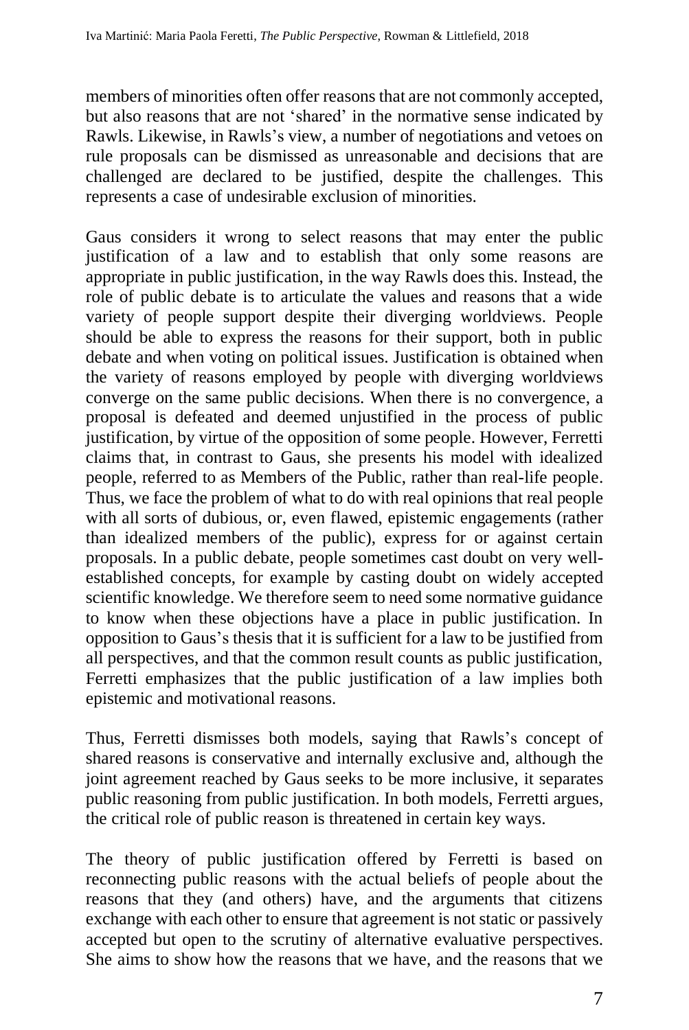members of minorities often offer reasons that are not commonly accepted, but also reasons that are not 'shared' in the normative sense indicated by Rawls. Likewise, in Rawls's view, a number of negotiations and vetoes on rule proposals can be dismissed as unreasonable and decisions that are challenged are declared to be justified, despite the challenges. This represents a case of undesirable exclusion of minorities.

Gaus considers it wrong to select reasons that may enter the public justification of a law and to establish that only some reasons are appropriate in public justification, in the way Rawls does this. Instead, the role of public debate is to articulate the values and reasons that a wide variety of people support despite their diverging worldviews. People should be able to express the reasons for their support, both in public debate and when voting on political issues. Justification is obtained when the variety of reasons employed by people with diverging worldviews converge on the same public decisions. When there is no convergence, a proposal is defeated and deemed unjustified in the process of public justification, by virtue of the opposition of some people. However, Ferretti claims that, in contrast to Gaus, she presents his model with idealized people, referred to as Members of the Public, rather than real-life people. Thus, we face the problem of what to do with real opinions that real people with all sorts of dubious, or, even flawed, epistemic engagements (rather than idealized members of the public), express for or against certain proposals. In a public debate, people sometimes cast doubt on very well-established concepts, for example by casting doubt on widely accepted scientific knowledge. We therefore seem to need some normative guidance to know when these objections have a place in public justification. In opposition to Gaus's thesis that it is sufficient for a law to be justified from all perspectives, and that the common result counts as public justification, Ferretti emphasizes that the public justification of a law implies both epistemic and motivational reasons.

Thus, Ferretti dismisses both models, saying that Rawls's concept of shared reasons is conservative and internally exclusive and, although the joint agreement reached by Gaus seeks to be more inclusive, it separates public reasoning from public justification. In both models, Ferretti argues, the critical role of public reason is threatened in certain key ways.

The theory of public justification offered by Ferretti is based on reconnecting public reasons with the actual beliefs of people about the reasons that they (and others) have, and the arguments that citizens exchange with each other to ensure that agreement is not static or passively accepted but open to the scrutiny of alternative evaluative perspectives. She aims to show how the reasons that we have, and the reasons that we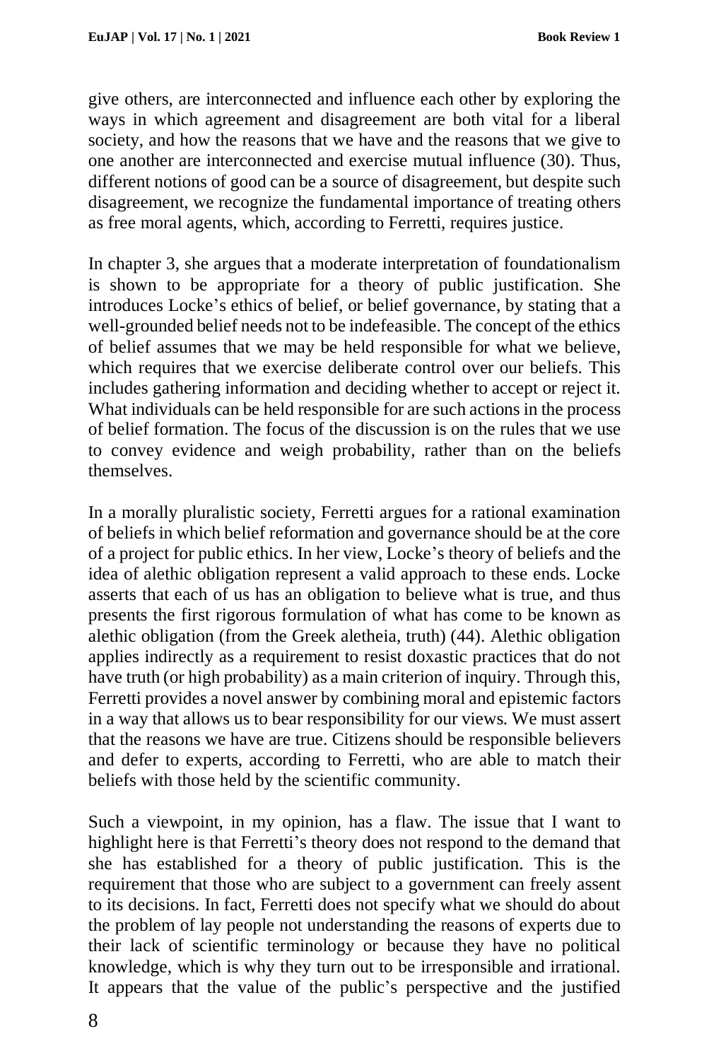give others, are interconnected and influence each other by exploring the ways in which agreement and disagreement are both vital for a liberal society, and how the reasons that we have and the reasons that we give to one another are interconnected and exercise mutual influence (30). Thus, different notions of good can be a source of disagreement, but despite such disagreement, we recognize the fundamental importance of treating others as free moral agents, which, according to Ferretti, requires justice.

In chapter 3, she argues that a moderate interpretation of foundationalism is shown to be appropriate for a theory of public justification. She introduces Locke's ethics of belief, or belief governance, by stating that a well-grounded belief needs not to be indefeasible. The concept of the ethics of belief assumes that we may be held responsible for what we believe, which requires that we exercise deliberate control over our beliefs. This includes gathering information and deciding whether to accept or reject it. What individuals can be held responsible for are such actions in the process of belief formation. The focus of the discussion is on the rules that we use to convey evidence and weigh probability, rather than on the beliefs themselves.

In a morally pluralistic society, Ferretti argues for a rational examination of beliefs in which belief reformation and governance should be at the core of a project for public ethics. In her view, Locke's theory of beliefs and the idea of alethic obligation represent a valid approach to these ends. Locke asserts that each of us has an obligation to believe what is true, and thus presents the first rigorous formulation of what has come to be known as alethic obligation (from the Greek aletheia, truth) (44). Alethic obligation applies indirectly as a requirement to resist doxastic practices that do not have truth (or high probability) as a main criterion of inquiry. Through this, Ferretti provides a novel answer by combining moral and epistemic factors in a way that allows us to bear responsibility for our views. We must assert that the reasons we have are true. Citizens should be responsible believers and defer to experts, according to Ferretti, who are able to match their beliefs with those held by the scientific community.

Such a viewpoint, in my opinion, has a flaw. The issue that I want to highlight here is that Ferretti's theory does not respond to the demand that she has established for a theory of public justification. This is the requirement that those who are subject to a government can freely assent to its decisions. In fact, Ferretti does not specify what we should do about the problem of lay people not understanding the reasons of experts due to their lack of scientific terminology or because they have no political knowledge, which is why they turn out to be irresponsible and irrational. It appears that the value of the public's perspective and the justified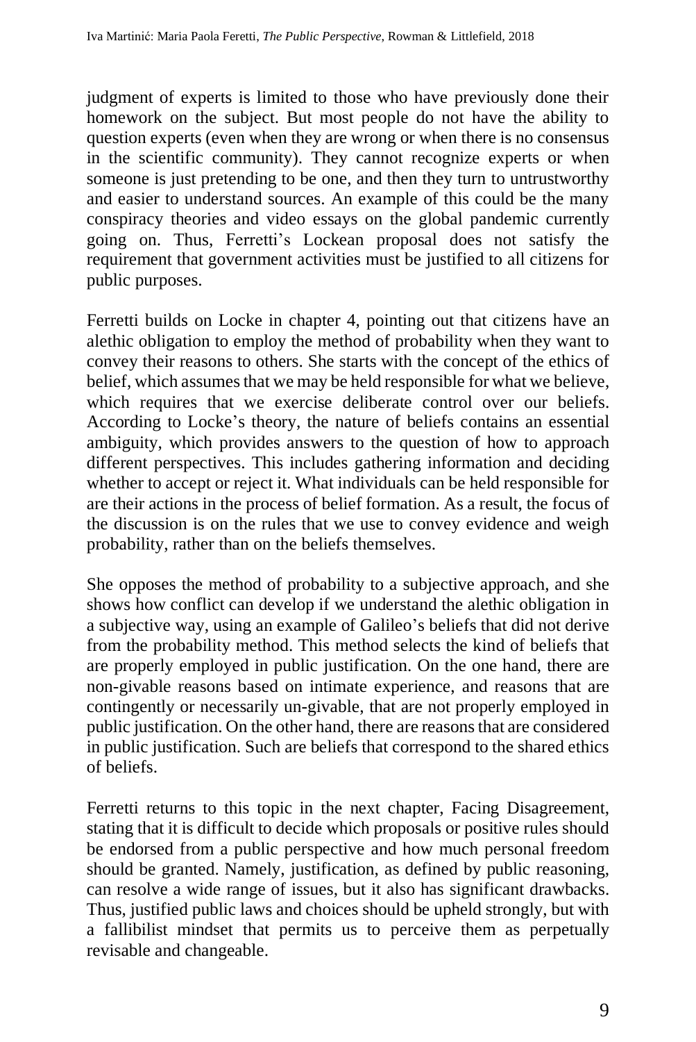judgment of experts is limited to those who have previously done their homework on the subject. But most people do not have the ability to question experts (even when they are wrong or when there is no consensus in the scientific community). They cannot recognize experts or when someone is just pretending to be one, and then they turn to untrustworthy and easier to understand sources. An example of this could be the many conspiracy theories and video essays on the global pandemic currently going on. Thus, Ferretti's Lockean proposal does not satisfy the requirement that government activities must be justified to all citizens for public purposes.

Ferretti builds on Locke in chapter 4, pointing out that citizens have an alethic obligation to employ the method of probability when they want to convey their reasons to others. She starts with the concept of the ethics of belief, which assumes that we may be held responsible for what we believe, which requires that we exercise deliberate control over our beliefs. According to Locke's theory, the nature of beliefs contains an essential ambiguity, which provides answers to the question of how to approach different perspectives. This includes gathering information and deciding whether to accept or reject it. What individuals can be held responsible for are their actions in the process of belief formation. As a result, the focus of the discussion is on the rules that we use to convey evidence and weigh probability, rather than on the beliefs themselves.

She opposes the method of probability to a subjective approach, and she shows how conflict can develop if we understand the alethic obligation in a subjective way, using an example of Galileo's beliefs that did not derive from the probability method. This method selects the kind of beliefs that are properly employed in public justification. On the one hand, there are non-givable reasons based on intimate experience, and reasons that are contingently or necessarily un-givable, that are not properly employed in public justification. On the other hand, there are reasons that are considered in public justification. Such are beliefs that correspond to the shared ethics of beliefs.

Ferretti returns to this topic in the next chapter, Facing Disagreement, stating that it is difficult to decide which proposals or positive rules should be endorsed from a public perspective and how much personal freedom should be granted. Namely, justification, as defined by public reasoning, can resolve a wide range of issues, but it also has significant drawbacks. Thus, justified public laws and choices should be upheld strongly, but with a fallibilist mindset that permits us to perceive them as perpetually revisable and changeable.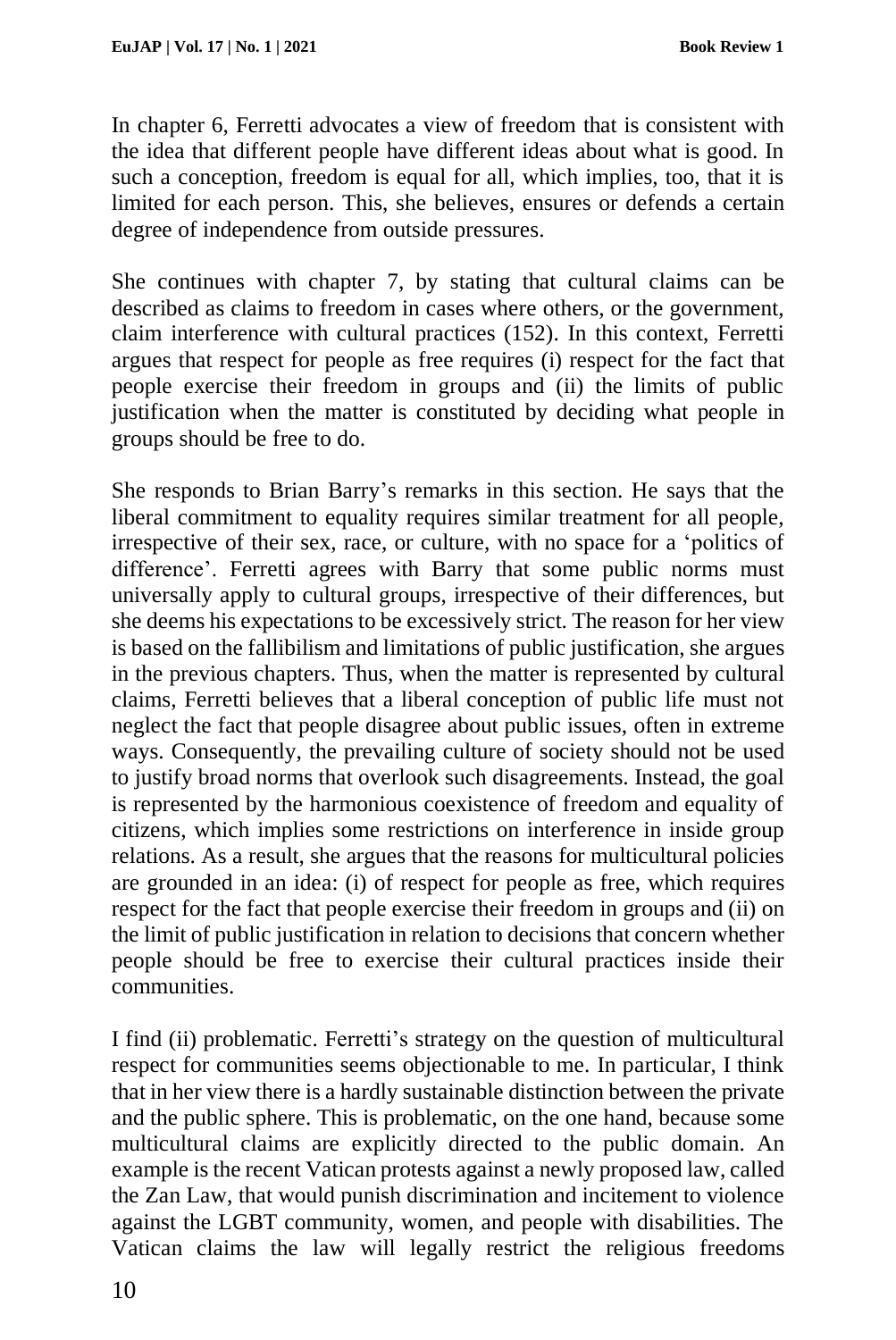In chapter 6, Ferretti advocates a view of freedom that is consistent with the idea that different people have different ideas about what is good. In such a conception, freedom is equal for all, which implies, too, that it is limited for each person. This, she believes, ensures or defends a certain degree of independence from outside pressures.

She continues with chapter 7, by stating that cultural claims can be described as claims to freedom in cases where others, or the government, claim interference with cultural practices (152). In this context, Ferretti argues that respect for people as free requires (i) respect for the fact that people exercise their freedom in groups and (ii) the limits of public justification when the matter is constituted by deciding what people in groups should be free to do.

She responds to Brian Barry's remarks in this section. He says that the liberal commitment to equality requires similar treatment for all people, irrespective of their sex, race, or culture, with no space for a 'politics of difference'. Ferretti agrees with Barry that some public norms must universally apply to cultural groups, irrespective of their differences, but she deems his expectations to be excessively strict. The reason for her view is based on the fallibilism and limitations of public justification, she argues in the previous chapters. Thus, when the matter is represented by cultural claims, Ferretti believes that a liberal conception of public life must not neglect the fact that people disagree about public issues, often in extreme ways. Consequently, the prevailing culture of society should not be used to justify broad norms that overlook such disagreements. Instead, the goal is represented by the harmonious coexistence of freedom and equality of citizens, which implies some restrictions on interference in inside group relations. As a result, she argues that the reasons for multicultural policies are grounded in an idea: (i) of respect for people as free, which requires respect for the fact that people exercise their freedom in groups and (ii) on the limit of public justification in relation to decisions that concern whether people should be free to exercise their cultural practices inside their communities.

I find (ii) problematic. Ferretti's strategy on the question of multicultural respect for communities seems objectionable to me. In particular, I think that in her view there is a hardly sustainable distinction between the private and the public sphere. This is problematic, on the one hand, because some multicultural claims are explicitly directed to the public domain. An example is the recent Vatican protests against a newly proposed law, called the Zan Law, that would punish discrimination and incitement to violence against the LGBT community, women, and people with disabilities. The Vatican claims the law will legally restrict the religious freedoms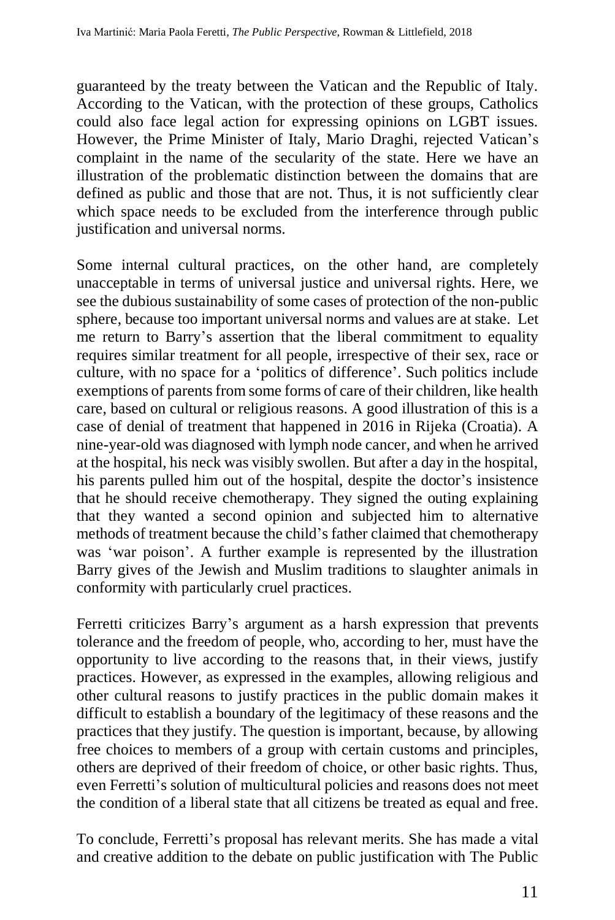guaranteed by the treaty between the Vatican and the Republic of Italy. According to the Vatican, with the protection of these groups, Catholics could also face legal action for expressing opinions on LGBT issues. However, the Prime Minister of Italy, Mario Draghi, rejected Vatican's complaint in the name of the secularity of the state. Here we have an illustration of the problematic distinction between the domains that are defined as public and those that are not. Thus, it is not sufficiently clear which space needs to be excluded from the interference through public justification and universal norms.

Some internal cultural practices, on the other hand, are completely unacceptable in terms of universal justice and universal rights. Here, we see the dubious sustainability of some cases of protection of the non-public sphere, because too important universal norms and values are at stake. Let me return to Barry's assertion that the liberal commitment to equality requires similar treatment for all people, irrespective of their sex, race or culture, with no space for a 'politics of difference'. Such politics include exemptions of parents from some forms of care of their children, like health care, based on cultural or religious reasons. A good illustration of this is a case of denial of treatment that happened in 2016 in Rijeka (Croatia). A nine-year-old was diagnosed with lymph node cancer, and when he arrived at the hospital, his neck was visibly swollen. But after a day in the hospital, his parents pulled him out of the hospital, despite the doctor's insistence that he should receive chemotherapy. They signed the outing explaining that they wanted a second opinion and subjected him to alternative methods of treatment because the child's father claimed that chemotherapy was 'war poison'. A further example is represented by the illustration Barry gives of the Jewish and Muslim traditions to slaughter animals in conformity with particularly cruel practices.

Ferretti criticizes Barry's argument as a harsh expression that prevents tolerance and the freedom of people, who, according to her, must have the opportunity to live according to the reasons that, in their views, justify practices. However, as expressed in the examples, allowing religious and other cultural reasons to justify practices in the public domain makes it difficult to establish a boundary of the legitimacy of these reasons and the practices that they justify. The question is important, because, by allowing free choices to members of a group with certain customs and principles, others are deprived of their freedom of choice, or other basic rights. Thus, even Ferretti's solution of multicultural policies and reasons does not meet the condition of a liberal state that all citizens be treated as equal and free.

To conclude, Ferretti's proposal has relevant merits. She has made a vital and creative addition to the debate on public justification with The Public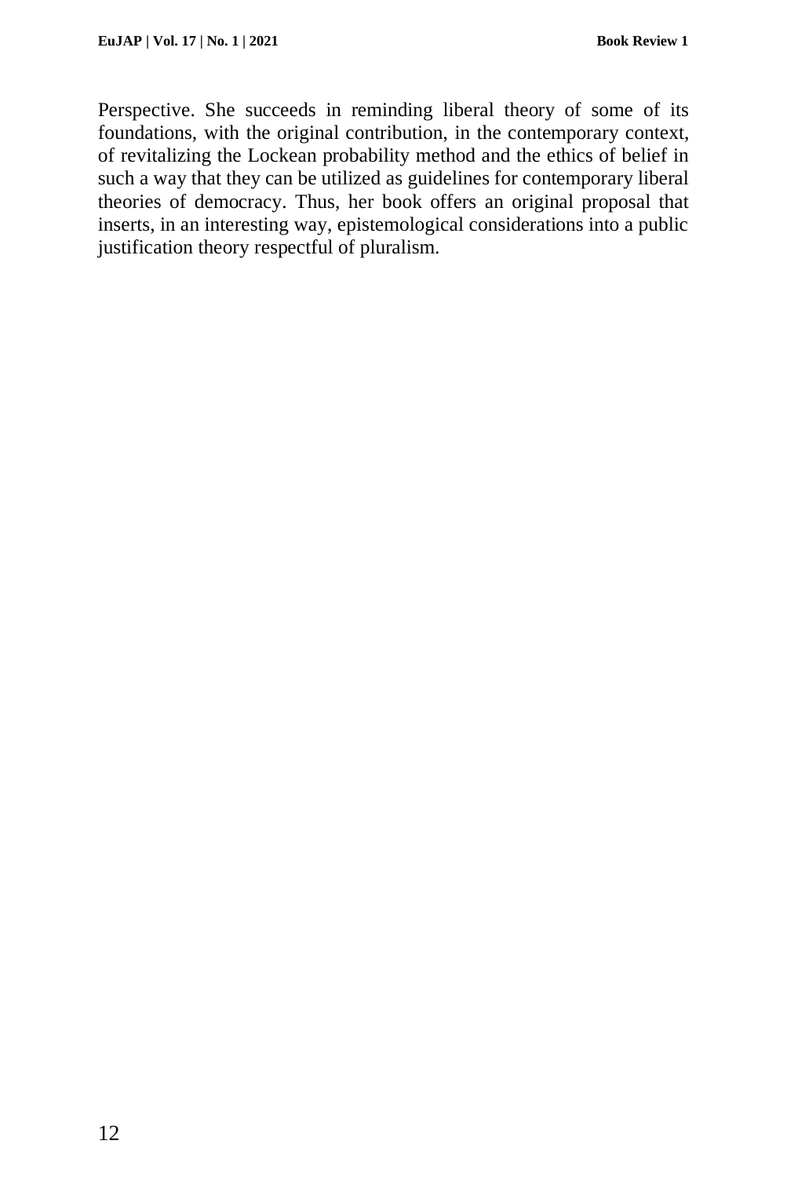Perspective. She succeeds in reminding liberal theory of some of its foundations, with the original contribution, in the contemporary context, of revitalizing the Lockean probability method and the ethics of belief in such a way that they can be utilized as guidelines for contemporary liberal theories of democracy. Thus, her book offers an original proposal that inserts, in an interesting way, epistemological considerations into a public justification theory respectful of pluralism.